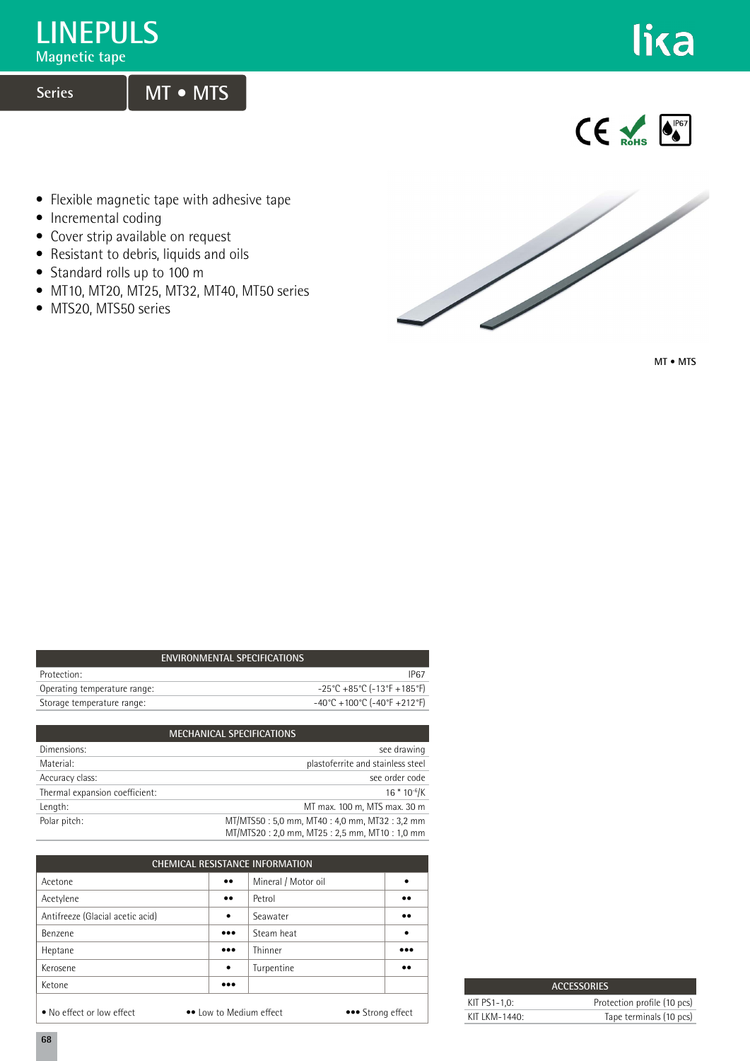# LINEPULS

## Magnetic tape

**Series** MT • MTS

- Flexible magnetic tape with adhesive tape
- Incremental coding
- Cover strip available on request
- Resistant to debris, liquids and oils
- Standard rolls up to 100 m
- MT10, MT20, MT25, MT32, MT40, MT50 series
- MTS20, MTS50 series

MT • MTS

| ENVIRONMENTAL SPECIFICATIONS | |
|---|---|
| Protection: | IP67 |
| Operating temperature range: | -25°C +85°C (-13°F +185°F) |
| Storage temperature range: | -40°C +100°C (-40°F +212°F) |

| MECHANICAL SPECIFICATIONS | |
|---|---|
| Dimensions: | see drawing |
| Material: | plastoferrite and stainless steel |
| Accuracy class: | see order code |
| Thermal expansion coefficient: | $16 * 10^{-6}$/K |
| Length: | MT max. 100 m, MTS max. 30 m |
| Polar pitch: | MT/MTS50 : 5,0 mm, MT40 : 4,0 mm, MT32 : 3,2 mm<br>MT/MTS20 : 2,0 mm, MT25 : 2,5 mm, MT10 : 1,0 mm |

| CHEMICAL RESISTANCE INFORMATION | | | |
|---|---|---|---|
| Acetone | •• | Mineral / Motor oil | • |
| Acetylene | •• | Petrol | •• |
| Antifreeze (Glacial acetic acid) | • | Seawater | •• |
| Benzene | ••• | Steam heat | • |
| Heptane | ••• | Thinner | ••• |
| Kerosene | • | Turpentine | •• |
| Ketone | ••• | | |

• No effect or low effect •• Low to Medium effect ••• Strong effect

| ACCESSORIES | |
|---|---|
| KIT PS1-1,0: | Protection profile (10 pcs) |
| KIT LKM-1440: | Tape terminals (10 pcs) |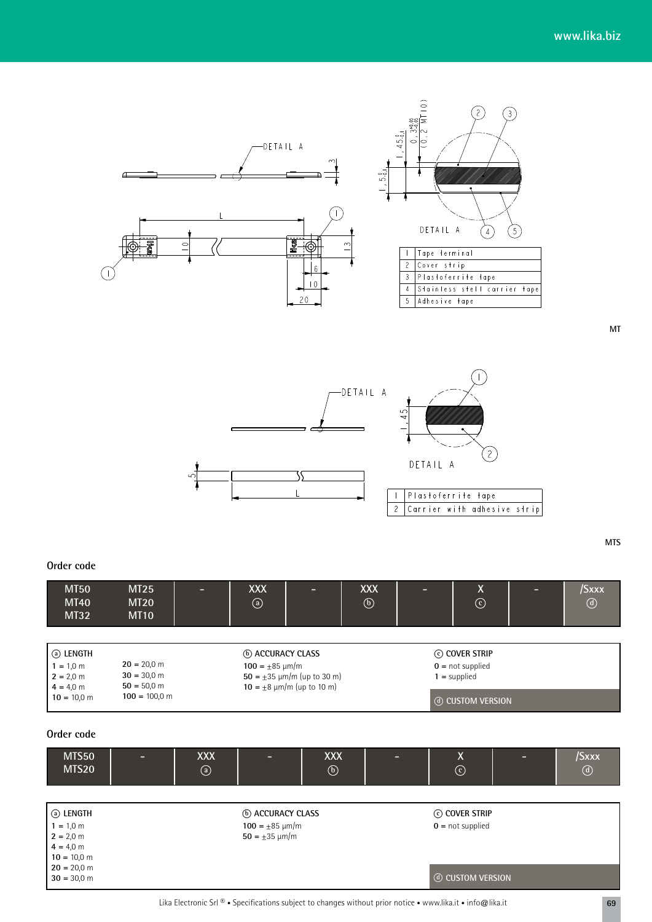DETAIL A

L

10

13

6

10

20

3

1,45

0,3 (0,2 MT10)

1,5

DETAIL A

| | |
|---|---|
| 1 | Tape terminal |
| 2 | Cover strip |
| 3 | Plastoferrite tape |
| 4 | Stainless steel carrier tape |
| 5 | Adhesive tape |

MT

DETAIL A

1,45

DETAIL A

5

L

| | |
|---|---|
| 1 | Plastoferrite tape |
| 2 | Carrier with adhesive strip |

MTS

## Order code

| MT50 MT40 MT32 | MT25 MT20 MT10 | - | XXX (a) | - | XXX (b) | - | X (c) | - | /Sxxx (d) |
|---|---|---|---|---|---|---|---|---|---|

| (a) LENGTH | | (b) ACCURACY CLASS | (c) COVER STRIP |
|---|---|---|---|
| **1** = 1,0 m | **20** = 20,0 m | **100** = ±85 µm/m | **0** = not supplied |
| **2** = 2,0 m | **30** = 30,0 m | **50** = ±35 µm/m (up to 30 m) | **1** = supplied |
| **4** = 4,0 m | **50** = 50,0 m | **10** = ±8 µm/m (up to 10 m) | |
| **10** = 10,0 m | **100** = 100,0 m | | (d) CUSTOM VERSION |

## Order code

| MTS50 MTS20 | - | XXX (a) | - | XXX (b) | - | X (c) | - | /Sxxx (d) |
|---|---|---|---|---|---|---|---|---|

| (a) LENGTH | (b) ACCURACY CLASS | (c) COVER STRIP |
|---|---|---|
| **1** = 1,0 m | **100** = ±85 µm/m | **0** = not supplied |
| **2** = 2,0 m | **50** = ±35 µm/m | |
| **4** = 4,0 m | | |
| **10** = 10,0 m | | |
| **20** = 20,0 m | | |
| **30** = 30,0 m | | (d) CUSTOM VERSION |

Lika Electronic Srl ® • Specifications subject to changes without prior notice • www.lika.it • info@lika.it